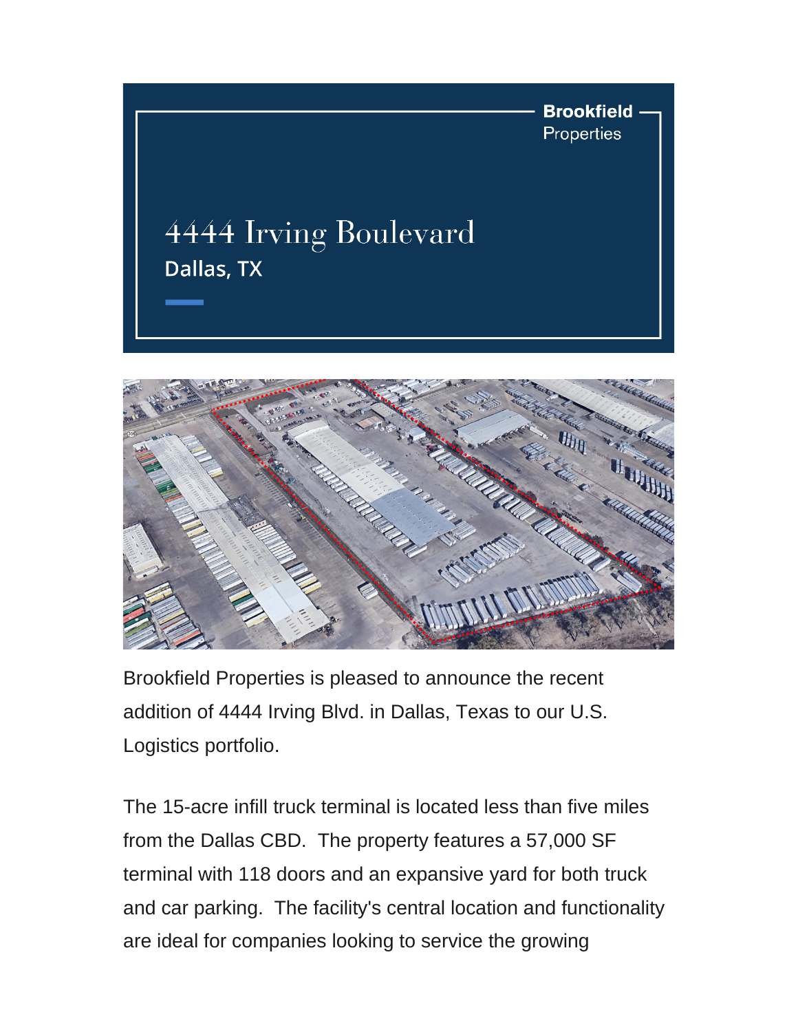Brookfield Properties

# 4444 Irving Boulevard

## Dallas, TX

Brookfield Properties is pleased to announce the recent addition of 4444 Irving Blvd. in Dallas, Texas to our U.S. Logistics portfolio.

The 15-acre infill truck terminal is located less than five miles from the Dallas CBD. The property features a 57,000 SF terminal with 118 doors and an expansive yard for both truck and car parking. The facility's central location and functionality are ideal for companies looking to service the growing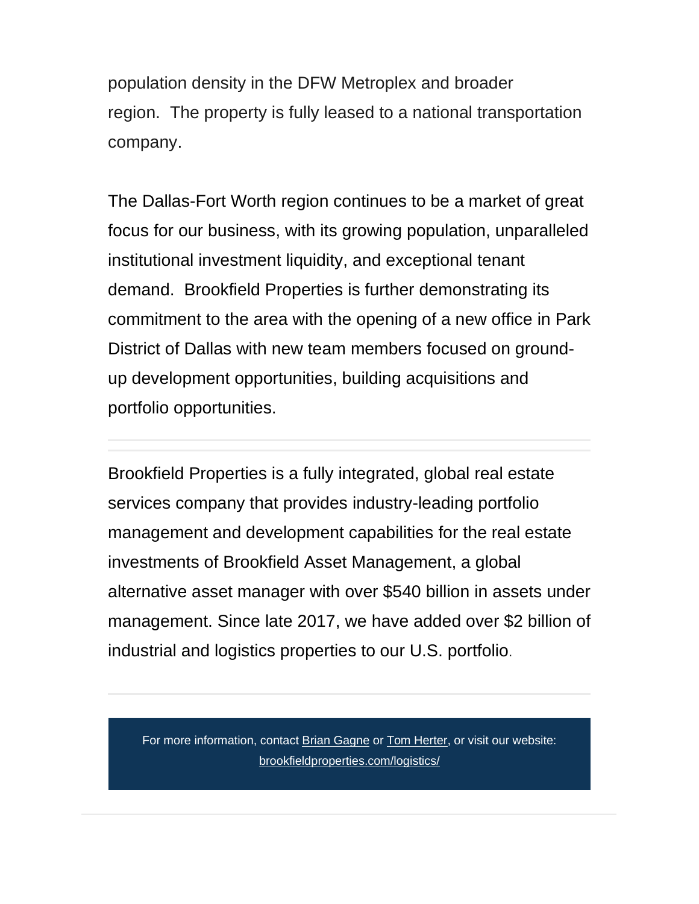population density in the DFW Metroplex and broader region. The property is fully leased to a national transportation company.

The Dallas-Fort Worth region continues to be a market of great focus for our business, with its growing population, unparalleled institutional investment liquidity, and exceptional tenant demand. Brookfield Properties is further demonstrating its commitment to the area with the opening of a new office in Park District of Dallas with new team members focused on ground-up development opportunities, building acquisitions and portfolio opportunities.

---

Brookfield Properties is a fully integrated, global real estate services company that provides industry-leading portfolio management and development capabilities for the real estate investments of Brookfield Asset Management, a global alternative asset manager with over $540 billion in assets under management. Since late 2017, we have added over $2 billion of industrial and logistics properties to our U.S. portfolio.

---

For more information, contact Brian Gagne or Tom Herter, or visit our website: brookfieldproperties.com/logistics/